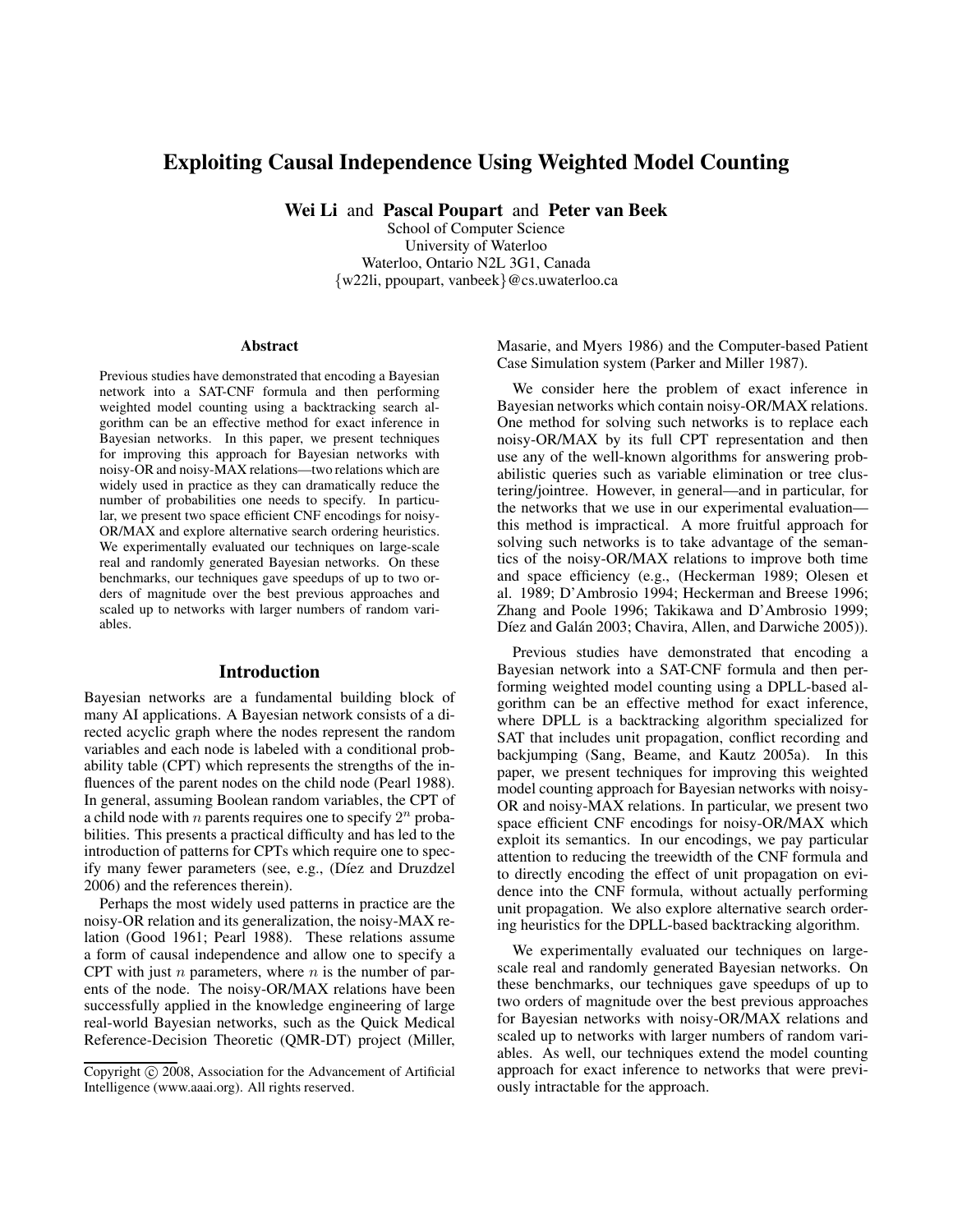# Exploiting Causal Independence Using Weighted Model Counting

**Wei Li** and **Pascal Poupart** and **Peter van Beek**
School of Computer Science
University of Waterloo
Waterloo, Ontario N2L 3G1, Canada
{w22li, ppoupart, vanbeek}@cs.uwaterloo.ca

### Abstract

Previous studies have demonstrated that encoding a Bayesian network into a SAT-CNF formula and then performing weighted model counting using a backtracking search algorithm can be an effective method for exact inference in Bayesian networks. In this paper, we present techniques for improving this approach for Bayesian networks with noisy-OR and noisy-MAX relations—two relations which are widely used in practice as they can dramatically reduce the number of probabilities one needs to specify. In particular, we present two space efficient CNF encodings for noisy-OR/MAX and explore alternative search ordering heuristics. We experimentally evaluated our techniques on large-scale real and randomly generated Bayesian networks. On these benchmarks, our techniques gave speedups of up to two orders of magnitude over the best previous approaches and scaled up to networks with larger numbers of random variables.

## Introduction

Bayesian networks are a fundamental building block of many AI applications. A Bayesian network consists of a directed acyclic graph where the nodes represent the random variables and each node is labeled with a conditional probability table (CPT) which represents the strengths of the influences of the parent nodes on the child node (Pearl 1988). In general, assuming Boolean random variables, the CPT of a child node with $n$ parents requires one to specify $2^n$ probabilities. This presents a practical difficulty and has led to the introduction of patterns for CPTs which require one to specify many fewer parameters (see, e.g., (Díez and Druzdzel 2006) and the references therein).

Perhaps the most widely used patterns in practice are the noisy-OR relation and its generalization, the noisy-MAX relation (Good 1961; Pearl 1988). These relations assume a form of causal independence and allow one to specify a CPT with just $n$ parameters, where $n$ is the number of parents of the node. The noisy-OR/MAX relations have been successfully applied in the knowledge engineering of large real-world Bayesian networks, such as the Quick Medical Reference-Decision Theoretic (QMR-DT) project (Miller, Masarie, and Myers 1986) and the Computer-based Patient Case Simulation system (Parker and Miller 1987).

We consider here the problem of exact inference in Bayesian networks which contain noisy-OR/MAX relations. One method for solving such networks is to replace each noisy-OR/MAX by its full CPT representation and then use any of the well-known algorithms for answering probabilistic queries such as variable elimination or tree clustering/jointree. However, in general—and in particular, for the networks that we use in our experimental evaluation—this method is impractical. A more fruitful approach for solving such networks is to take advantage of the semantics of the noisy-OR/MAX relations to improve both time and space efficiency (e.g., (Heckerman 1989; Olesen et al. 1989; D'Ambrosio 1994; Heckerman and Breese 1996; Zhang and Poole 1996; Takikawa and D'Ambrosio 1999; Díez and Galán 2003; Chavira, Allen, and Darwiche 2005)).

Previous studies have demonstrated that encoding a Bayesian network into a SAT-CNF formula and then performing weighted model counting using a DPLL-based algorithm can be an effective method for exact inference, where DPLL is a backtracking algorithm specialized for SAT that includes unit propagation, conflict recording and backjumping (Sang, Beame, and Kautz 2005a). In this paper, we present techniques for improving this weighted model counting approach for Bayesian networks with noisy-OR and noisy-MAX relations. In particular, we present two space efficient CNF encodings for noisy-OR/MAX which exploit its semantics. In our encodings, we pay particular attention to reducing the treewidth of the CNF formula and to directly encoding the effect of unit propagation on evidence into the CNF formula, without actually performing unit propagation. We also explore alternative search ordering heuristics for the DPLL-based backtracking algorithm.

We experimentally evaluated our techniques on large-scale real and randomly generated Bayesian networks. On these benchmarks, our techniques gave speedups of up to two orders of magnitude over the best previous approaches for Bayesian networks with noisy-OR/MAX relations and scaled up to networks with larger numbers of random variables. As well, our techniques extend the model counting approach for exact inference to networks that were previously intractable for the approach.

Copyright © 2008, Association for the Advancement of Artificial Intelligence (www.aaai.org). All rights reserved.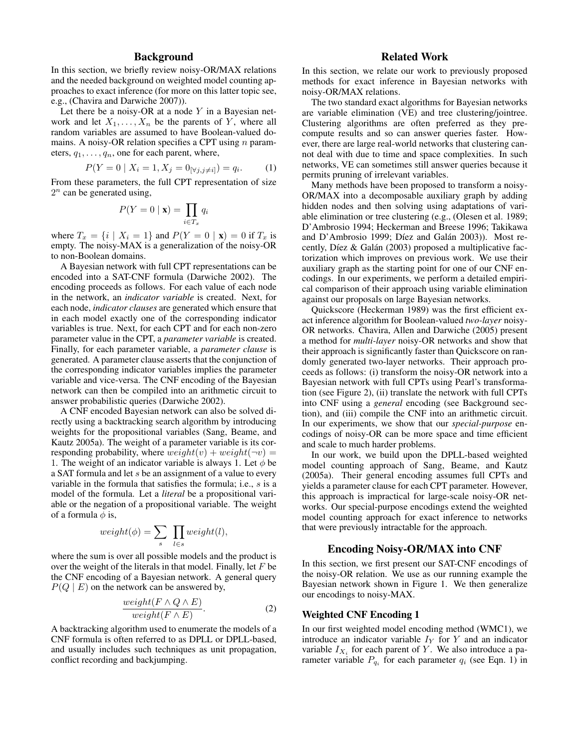## Background

In this section, we briefly review noisy-OR/MAX relations and the needed background on weighted model counting approaches to exact inference (for more on this latter topic see, e.g., (Chavira and Darwiche 2007)).

Let there be a noisy-OR at a node $Y$ in a Bayesian network and let $X_1, \ldots, X_n$ be the parents of $Y$, where all random variables are assumed to have Boolean-valued domains. A noisy-OR relation specifies a CPT using $n$ parameters, $q_1, \ldots, q_n$, one for each parent, where,

$$P(Y = 0 \mid X_i = 1, X_j = 0_{[\forall j, j \neq i]}) = q_i. \tag{1}$$

From these parameters, the full CPT representation of size $2^n$ can be generated using,

$$P(Y = 0 \mid \mathbf{x}) = \prod_{i \in T_x} q_i$$

where $T_x = \{i \mid X_i = 1\}$ and $P(Y = 0 \mid \mathbf{x}) = 0$ if $T_x$ is empty. The noisy-MAX is a generalization of the noisy-OR to non-Boolean domains.

A Bayesian network with full CPT representations can be encoded into a SAT-CNF formula (Darwiche 2002). The encoding proceeds as follows. For each value of each node in the network, an *indicator variable* is created. Next, for each node, *indicator clauses* are generated which ensure that in each model exactly one of the corresponding indicator variables is true. Next, for each CPT and for each non-zero parameter value in the CPT, a *parameter variable* is created. Finally, for each parameter variable, a *parameter clause* is generated. A parameter clause asserts that the conjunction of the corresponding indicator variables implies the parameter variable and vice-versa. The CNF encoding of the Bayesian network can then be compiled into an arithmetic circuit to answer probabilistic queries (Darwiche 2002).

A CNF encoded Bayesian network can also be solved directly using a backtracking search algorithm by introducing weights for the propositional variables (Sang, Beame, and Kautz 2005a). The weight of a parameter variable is its corresponding probability, where $weight(v) + weight(\neg v) = 1$. The weight of an indicator variable is always 1. Let $\phi$ be a SAT formula and let $s$ be an assignment of a value to every variable in the formula that satisfies the formula; i.e., $s$ is a model of the formula. Let a *literal* be a propositional variable or the negation of a propositional variable. The weight of a formula $\phi$ is,

$$weight(\phi) = \sum_{s} \prod_{l \in s} weight(l),$$

where the sum is over all possible models and the product is over the weight of the literals in that model. Finally, let $F$ be the CNF encoding of a Bayesian network. A general query $P(Q \mid E)$ on the network can be answered by,

$$\frac{weight(F \wedge Q \wedge E)}{weight(F \wedge E)}. \tag{2}$$

A backtracking algorithm used to enumerate the models of a CNF formula is often referred to as DPLL or DPLL-based, and usually includes such techniques as unit propagation, conflict recording and backjumping.

## Related Work

In this section, we relate our work to previously proposed methods for exact inference in Bayesian networks with noisy-OR/MAX relations.

The two standard exact algorithms for Bayesian networks are variable elimination (VE) and tree clustering/jointree. Clustering algorithms are often preferred as they precompute results and so can answer queries faster. However, there are large real-world networks that clustering cannot deal with due to time and space complexities. In such networks, VE can sometimes still answer queries because it permits pruning of irrelevant variables.

Many methods have been proposed to transform a noisy-OR/MAX into a decomposable auxiliary graph by adding hidden nodes and then solving using adaptations of variable elimination or tree clustering (e.g., (Olesen et al. 1989; D'Ambrosio 1994; Heckerman and Breese 1996; Takikawa and D'Ambrosio 1999; Díez and Galán 2003)). Most recently, Díez & Galán (2003) proposed a multiplicative factorization which improves on previous work. We use their auxiliary graph as the starting point for one of our CNF encodings. In our experiments, we perform a detailed empirical comparison of their approach using variable elimination against our proposals on large Bayesian networks.

Quickscore (Heckerman 1989) was the first efficient exact inference algorithm for Boolean-valued *two-layer* noisy-OR networks. Chavira, Allen and Darwiche (2005) present a method for *multi-layer* noisy-OR networks and show that their approach is significantly faster than Quickscore on randomly generated two-layer networks. Their approach proceeds as follows: (i) transform the noisy-OR network into a Bayesian network with full CPTs using Pearl's transformation (see Figure 2), (ii) translate the network with full CPTs into CNF using a *general* encoding (see Background section), and (iii) compile the CNF into an arithmetic circuit. In our experiments, we show that our *special-purpose* encodings of noisy-OR can be more space and time efficient and scale to much harder problems.

In our work, we build upon the DPLL-based weighted model counting approach of Sang, Beame, and Kautz (2005a). Their general encoding assumes full CPTs and yields a parameter clause for each CPT parameter. However, this approach is impractical for large-scale noisy-OR networks. Our special-purpose encodings extend the weighted model counting approach for exact inference to networks that were previously intractable for the approach.

## Encoding Noisy-OR/MAX into CNF

In this section, we first present our SAT-CNF encodings of the noisy-OR relation. We use as our running example the Bayesian network shown in Figure 1. We then generalize our encodings to noisy-MAX.

### Weighted CNF Encoding 1

In our first weighted model encoding method (WMC1), we introduce an indicator variable $I_Y$ for $Y$ and an indicator variable $I_{X_i}$ for each parent of $Y$. We also introduce a parameter variable $P_{q_i}$ for each parameter $q_i$ (see Eqn. 1) in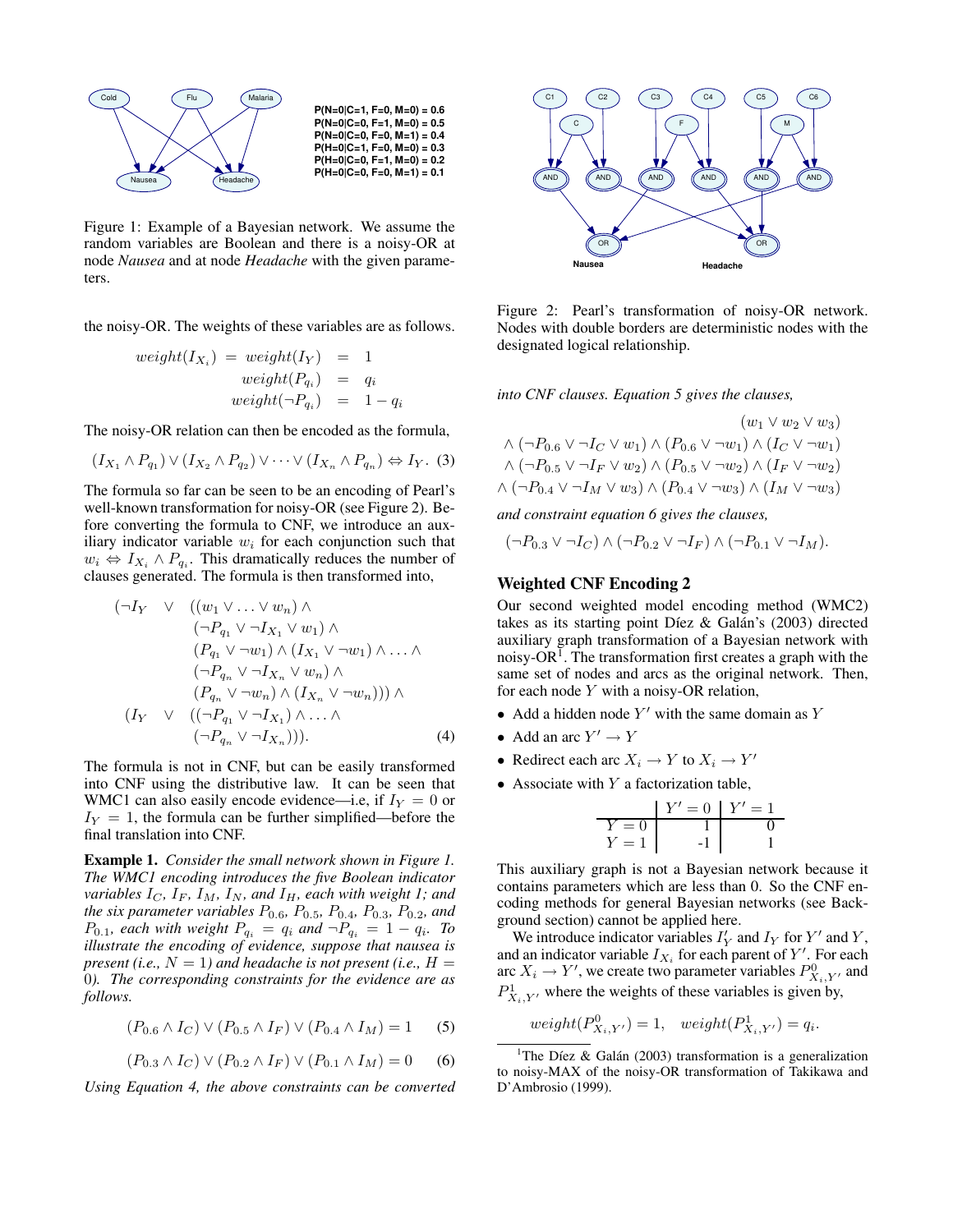Figure 1: Example of a Bayesian network. We assume the random variables are Boolean and there is a noisy-OR at node *Nausea* and at node *Headache* with the given parameters.

the noisy-OR. The weights of these variables are as follows.

$$
\begin{aligned}
weight(I_{X_i}) = weight(I_Y) &= 1 \\
weight(P_{q_i}) &= q_i \\
weight(\neg P_{q_i}) &= 1 - q_i
\end{aligned}
$$

The noisy-OR relation can then be encoded as the formula,

$$
(I_{X_1} \wedge P_{q_1}) \vee (I_{X_2} \wedge P_{q_2}) \vee \cdots \vee (I_{X_n} \wedge P_{q_n}) \Leftrightarrow I_Y. \quad (3)
$$

The formula so far can be seen to be an encoding of Pearl's well-known transformation for noisy-OR (see Figure 2). Before converting the formula to CNF, we introduce an auxiliary indicator variable $w_i$ for each conjunction such that $w_i \Leftrightarrow I_{X_i} \wedge P_{q_i}$. This dramatically reduces the number of clauses generated. The formula is then transformed into,

$$
\begin{aligned}
(\neg I_Y \quad \vee \quad & ((w_1 \vee \ldots \vee w_n) \wedge \\
& (\neg P_{q_1} \vee \neg I_{X_1} \vee w_1) \wedge \\
& (P_{q_1} \vee \neg w_1) \wedge (I_{X_1} \vee \neg w_1) \wedge \ldots \wedge \\
& (\neg P_{q_n} \vee \neg I_{X_n} \vee w_n) \wedge \\
& (P_{q_n} \vee \neg w_n) \wedge (I_{X_n} \vee \neg w_n))) \wedge \\
(I_Y \quad \vee \quad & ((\neg P_{q_1} \vee \neg I_{X_1}) \wedge \ldots \wedge \\
& (\neg P_{q_n} \vee \neg I_{X_n}))). \qquad (4)
\end{aligned}
$$

The formula is not in CNF, but can be easily transformed into CNF using the distributive law. It can be seen that WMC1 can also easily encode evidence—i.e, if $I_Y = 0$ or $I_Y = 1$, the formula can be further simplified—before the final translation into CNF.

**Example 1.** *Consider the small network shown in Figure 1. The WMC1 encoding introduces the five Boolean indicator variables $I_C$, $I_F$, $I_M$, $I_N$, and $I_H$, each with weight 1; and the six parameter variables $P_{0.6}$, $P_{0.5}$, $P_{0.4}$, $P_{0.3}$, $P_{0.2}$, and $P_{0.1}$, each with weight $P_{q_i} = q_i$ and $\neg P_{q_i} = 1 - q_i$. To illustrate the encoding of evidence, suppose that nausea is present (i.e., $N = 1$) and headache is not present (i.e., $H = 0$). The corresponding constraints for the evidence are as follows.*

$$
(P_{0.6} \wedge I_C) \vee (P_{0.5} \wedge I_F) \vee (P_{0.4} \wedge I_M) = 1 \qquad (5)
$$

$$
(P_{0.3} \wedge I_C) \vee (P_{0.2} \wedge I_F) \vee (P_{0.1} \wedge I_M) = 0 \qquad (6)
$$

*Using Equation 4, the above constraints can be converted*

Figure 2: Pearl's transformation of noisy-OR network. Nodes with double borders are deterministic nodes with the designated logical relationship.

*into CNF clauses. Equation 5 gives the clauses,*

$$
\begin{aligned}
& (w_1 \vee w_2 \vee w_3) \\
\wedge\ & (\neg P_{0.6} \vee \neg I_C \vee w_1) \wedge (P_{0.6} \vee \neg w_1) \wedge (I_C \vee \neg w_1) \\
\wedge\ & (\neg P_{0.5} \vee \neg I_F \vee w_2) \wedge (P_{0.5} \vee \neg w_2) \wedge (I_F \vee \neg w_2) \\
\wedge\ & (\neg P_{0.4} \vee \neg I_M \vee w_3) \wedge (P_{0.4} \vee \neg w_3) \wedge (I_M \vee \neg w_3)
\end{aligned}
$$

*and constraint equation 6 gives the clauses,*

$$
(\neg P_{0.3} \vee \neg I_C) \wedge (\neg P_{0.2} \vee \neg I_F) \wedge (\neg P_{0.1} \vee \neg I_M).
$$

## Weighted CNF Encoding 2

Our second weighted model encoding method (WMC2) takes as its starting point Díez & Galán's (2003) directed auxiliary graph transformation of a Bayesian network with noisy-OR[1]. The transformation first creates a graph with the same set of nodes and arcs as the original network. Then, for each node $Y$ with a noisy-OR relation,

- Add a hidden node $Y'$ with the same domain as $Y$
- Add an arc $Y' \rightarrow Y$
- Redirect each arc $X_i \rightarrow Y$ to $X_i \rightarrow Y'$
- Associate with $Y$ a factorization table,

| | $Y' = 0$ | $Y' = 1$ |
|---|---|---|
| $Y = 0$ | 1 | 0 |
| $Y = 1$ | -1 | 1 |

This auxiliary graph is not a Bayesian network because it contains parameters which are less than 0. So the CNF encoding methods for general Bayesian networks (see Background section) cannot be applied here.

We introduce indicator variables $I'_Y$ and $I_Y$ for $Y'$ and $Y$, and an indicator variable $I_{X_i}$ for each parent of $Y'$. For each arc $X_i \rightarrow Y'$, we create two parameter variables $P^0_{X_i,Y'}$ and $P^1_{X_i,Y'}$ where the weights of these variables is given by,

$$
weight(P^0_{X_i,Y'}) = 1, \quad weight(P^1_{X_i,Y'}) = q_i.
$$

[1]The Díez & Galán (2003) transformation is a generalization to noisy-MAX of the noisy-OR transformation of Takikawa and D'Ambrosio (1999).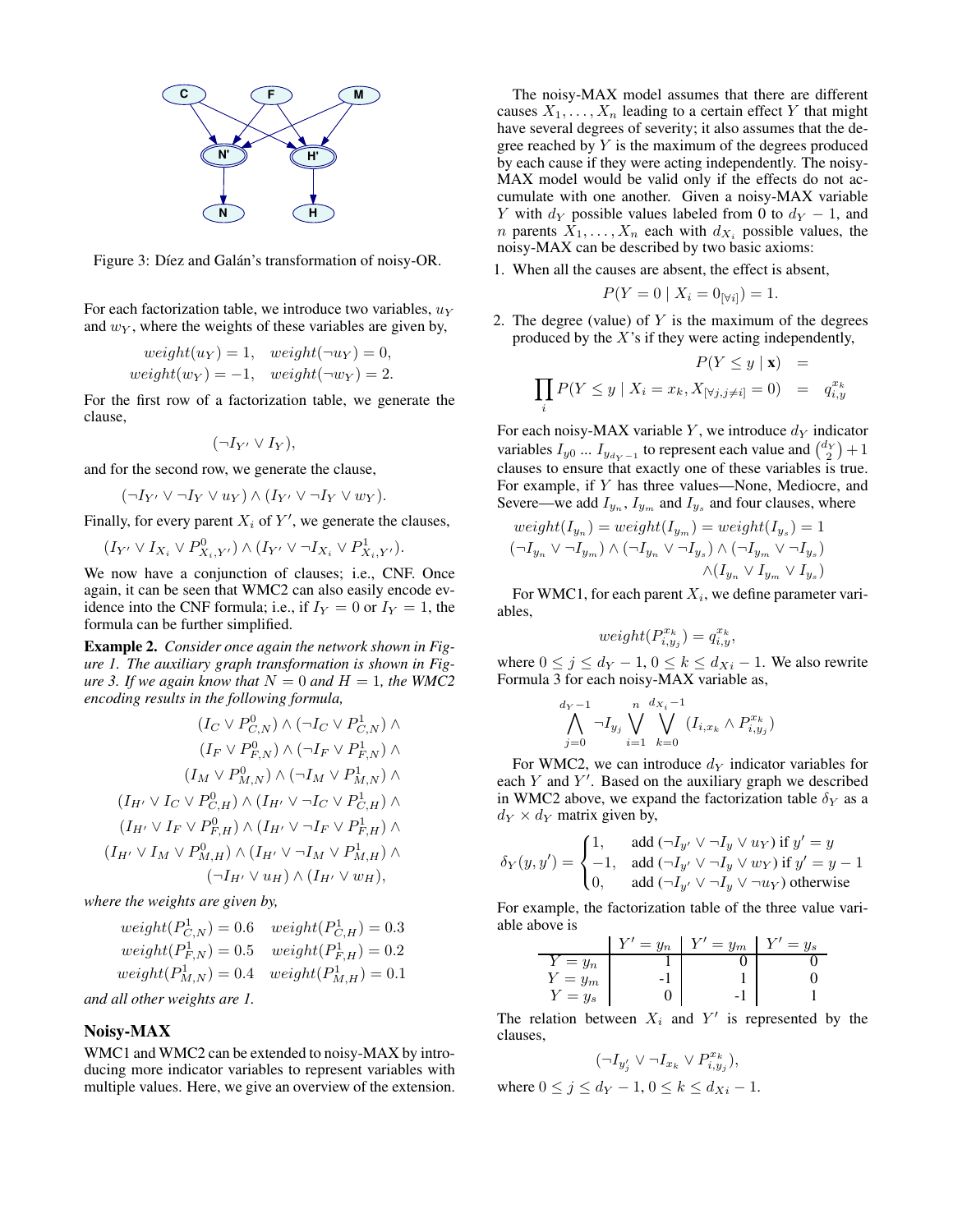Figure 3: Díez and Galán's transformation of noisy-OR.

For each factorization table, we introduce two variables, $u_Y$ and $w_Y$, where the weights of these variables are given by,

$$weight(u_Y) = 1, \quad weight(\neg u_Y) = 0,$$
$$weight(w_Y) = -1, \quad weight(\neg w_Y) = 2.$$

For the first row of a factorization table, we generate the clause,

$$(\neg I_{Y'} \vee I_Y),$$

and for the second row, we generate the clause,

$$(\neg I_{Y'} \vee \neg I_Y \vee u_Y) \wedge (I_{Y'} \vee \neg I_Y \vee w_Y).$$

Finally, for every parent $X_i$ of $Y'$, we generate the clauses,

$$(I_{Y'} \vee I_{X_i} \vee P^0_{X_i,Y'}) \wedge (I_{Y'} \vee \neg I_{X_i} \vee P^1_{X_i,Y'}).$$

We now have a conjunction of clauses; i.e., CNF. Once again, it can be seen that WMC2 can also easily encode evidence into the CNF formula; i.e., if $I_Y = 0$ or $I_Y = 1$, the formula can be further simplified.

**Example 2.** *Consider once again the network shown in Figure 1. The auxiliary graph transformation is shown in Figure 3. If we again know that $N = 0$ and $H = 1$, the WMC2 encoding results in the following formula,*

$$\begin{aligned}
(I_C \vee P^0_{C,N}) \wedge (\neg I_C \vee P^1_{C,N}) \wedge \\
(I_F \vee P^0_{F,N}) \wedge (\neg I_F \vee P^1_{F,N}) \wedge \\
(I_M \vee P^0_{M,N}) \wedge (\neg I_M \vee P^1_{M,N}) \wedge \\
(I_{H'} \vee I_C \vee P^0_{C,H}) \wedge (I_{H'} \vee \neg I_C \vee P^1_{C,H}) \wedge \\
(I_{H'} \vee I_F \vee P^0_{F,H}) \wedge (I_{H'} \vee \neg I_F \vee P^1_{F,H}) \wedge \\
(I_{H'} \vee I_M \vee P^0_{M,H}) \wedge (I_{H'} \vee \neg I_M \vee P^1_{M,H}) \wedge \\
(\neg I_{H'} \vee u_H) \wedge (I_{H'} \vee w_H),
\end{aligned}$$

*where the weights are given by,*

$$\begin{aligned}
weight(P^1_{C,N}) = 0.6 \quad & weight(P^1_{C,H}) = 0.3 \\
weight(P^1_{F,N}) = 0.5 \quad & weight(P^1_{F,H}) = 0.2 \\
weight(P^1_{M,N}) = 0.4 \quad & weight(P^1_{M,H}) = 0.1
\end{aligned}$$

*and all other weights are 1.*

## Noisy-MAX

WMC1 and WMC2 can be extended to noisy-MAX by introducing more indicator variables to represent variables with multiple values. Here, we give an overview of the extension.

The noisy-MAX model assumes that there are different causes $X_1, \ldots, X_n$ leading to a certain effect $Y$ that might have several degrees of severity; it also assumes that the degree reached by $Y$ is the maximum of the degrees produced by each cause if they were acting independently. The noisy-MAX model would be valid only if the effects do not accumulate with one another. Given a noisy-MAX variable $Y$ with $d_Y$ possible values labeled from 0 to $d_Y - 1$, and $n$ parents $X_1, \ldots, X_n$ each with $d_{X_i}$ possible values, the noisy-MAX can be described by two basic axioms:

1. When all the causes are absent, the effect is absent,

$$P(Y = 0 \mid X_i = 0_{[\forall i]}) = 1.$$

2. The degree (value) of $Y$ is the maximum of the degrees produced by the $X$'s if they were acting independently,

$$\begin{aligned}
P(Y \leq y \mid \mathbf{x}) &= \\
\prod_i P(Y \leq y \mid X_i = x_k, X_{[\forall j, j \neq i]} = 0) &= q^{x_k}_{i,y}
\end{aligned}$$

For each noisy-MAX variable $Y$, we introduce $d_Y$ indicator variables $I_{y0}$ ... $I_{y_{d_Y-1}}$ to represent each value and $\binom{d_Y}{2} + 1$ clauses to ensure that exactly one of these variables is true. For example, if $Y$ has three values—None, Mediocre, and Severe—we add $I_{y_n}$, $I_{y_m}$ and $I_{y_s}$ and four clauses, where

$$\begin{aligned}
weight(I_{y_n}) = weight(I_{y_m}) = weight(I_{y_s}) = 1 \\
(\neg I_{y_n} \vee \neg I_{y_m}) \wedge (\neg I_{y_n} \vee \neg I_{y_s}) \wedge (\neg I_{y_m} \vee \neg I_{y_s}) \\
\wedge (I_{y_n} \vee I_{y_m} \vee I_{y_s})
\end{aligned}$$

For WMC1, for each parent $X_i$, we define parameter variables,

$$weight(P^{x_k}_{i,y_j}) = q^{x_k}_{i,y},$$

where $0 \leq j \leq d_Y - 1$, $0 \leq k \leq d_{Xi} - 1$. We also rewrite Formula 3 for each noisy-MAX variable as,

$$\bigwedge_{j=0}^{d_Y-1} \neg I_{y_j} \bigvee_{i=1}^{n} \bigvee_{k=0}^{d_{X_i}-1} (I_{i,x_k} \wedge P^{x_k}_{i,y_j})$$

For WMC2, we can introduce $d_Y$ indicator variables for each $Y$ and $Y'$. Based on the auxiliary graph we described in WMC2 above, we expand the factorization table $\delta_Y$ as a $d_Y \times d_Y$ matrix given by,

$$\delta_Y(y, y') = \begin{cases} 1, & \text{add } (\neg I_{y'} \vee \neg I_y \vee u_Y) \text{ if } y' = y \\ -1, & \text{add } (\neg I_{y'} \vee \neg I_y \vee w_Y) \text{ if } y' = y - 1 \\ 0, & \text{add } (\neg I_{y'} \vee \neg I_y \vee \neg u_Y) \text{ otherwise} \end{cases}$$

For example, the factorization table of the three value variable above is

| | $Y' = y_n$ | $Y' = y_m$ | $Y' = y_s$ |
|---|---|---|---|
| $Y = y_n$ | 1 | 0 | 0 |
| $Y = y_m$ | -1 | 1 | 0 |
| $Y = y_s$ | 0 | -1 | 1 |

The relation between $X_i$ and $Y'$ is represented by the clauses,

$$(\neg I_{y'_j} \vee \neg I_{x_k} \vee P^{x_k}_{i,y_j}),$$

where $0 \leq j \leq d_Y - 1$, $0 \leq k \leq d_{Xi} - 1$.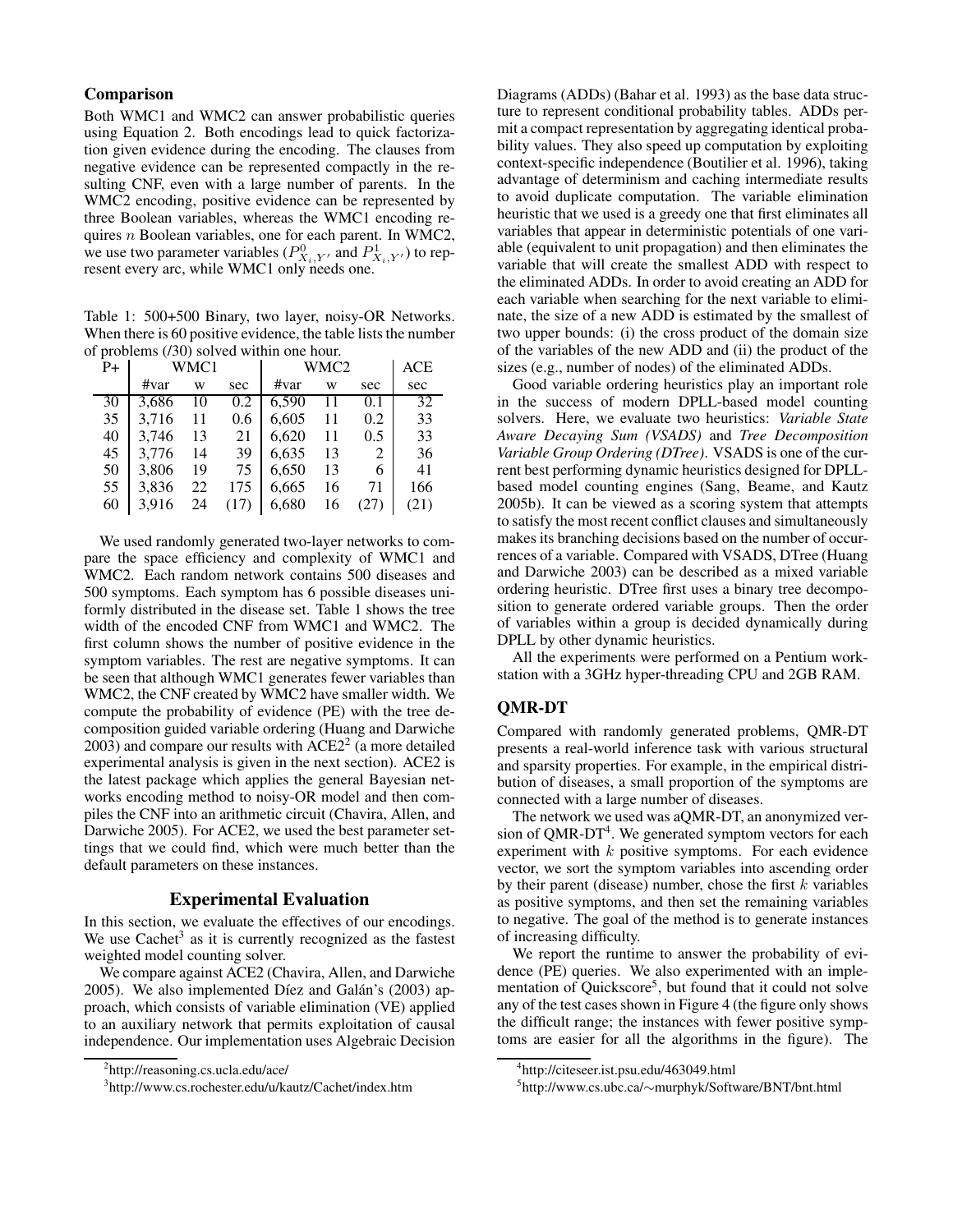## Comparison

Both WMC1 and WMC2 can answer probabilistic queries using Equation 2. Both encodings lead to quick factorization given evidence during the encoding. The clauses from negative evidence can be represented compactly in the resulting CNF, even with a large number of parents. In the WMC2 encoding, positive evidence can be represented by three Boolean variables, whereas the WMC1 encoding requires $n$ Boolean variables, one for each parent. In WMC2, we use two parameter variables ($P^0_{X_i,Y'}$ and $P^1_{X_i,Y'}$) to represent every arc, while WMC1 only needs one.

Table 1: 500+500 Binary, two layer, noisy-OR Networks. When there is 60 positive evidence, the table lists the number of problems (/30) solved within one hour.

| P+ | WMC1 | | | WMC2 | | | ACE |
|---|---|---|---|---|---|---|---|
| | #var | w | sec | #var | w | sec | sec |
| 30 | 3,686 | 10 | 0.2 | 6,590 | 11 | 0.1 | 32 |
| 35 | 3,716 | 11 | 0.6 | 6,605 | 11 | 0.2 | 33 |
| 40 | 3,746 | 13 | 21 | 6,620 | 11 | 0.5 | 33 |
| 45 | 3,776 | 14 | 39 | 6,635 | 13 | 2 | 36 |
| 50 | 3,806 | 19 | 75 | 6,650 | 13 | 6 | 41 |
| 55 | 3,836 | 22 | 175 | 6,665 | 16 | 71 | 166 |
| 60 | 3,916 | 24 | (17) | 6,680 | 16 | (27) | (21) |

We used randomly generated two-layer networks to compare the space efficiency and complexity of WMC1 and WMC2. Each random network contains 500 diseases and 500 symptoms. Each symptom has 6 possible diseases uniformly distributed in the disease set. Table 1 shows the tree width of the encoded CNF from WMC1 and WMC2. The first column shows the number of positive evidence in the symptom variables. The rest are negative symptoms. It can be seen that although WMC1 generates fewer variables than WMC2, the CNF created by WMC2 have smaller width. We compute the probability of evidence (PE) with the tree decomposition guided variable ordering (Huang and Darwiche 2003) and compare our results with ACE2[2] (a more detailed experimental analysis is given in the next section). ACE2 is the latest package which applies the general Bayesian networks encoding method to noisy-OR model and then compiles the CNF into an arithmetic circuit (Chavira, Allen, and Darwiche 2005). For ACE2, we used the best parameter settings that we could find, which were much better than the default parameters on these instances.

## Experimental Evaluation

In this section, we evaluate the effectives of our encodings. We use Cachet[3] as it is currently recognized as the fastest weighted model counting solver.

We compare against ACE2 (Chavira, Allen, and Darwiche 2005). We also implemented Díez and Galán's (2003) approach, which consists of variable elimination (VE) applied to an auxiliary network that permits exploitation of causal independence. Our implementation uses Algebraic Decision Diagrams (ADDs) (Bahar et al. 1993) as the base data structure to represent conditional probability tables. ADDs permit a compact representation by aggregating identical probability values. They also speed up computation by exploiting context-specific independence (Boutilier et al. 1996), taking advantage of determinism and caching intermediate results to avoid duplicate computation. The variable elimination heuristic that we used is a greedy one that first eliminates all variables that appear in deterministic potentials of one variable (equivalent to unit propagation) and then eliminates the variable that will create the smallest ADD with respect to the eliminated ADDs. In order to avoid creating an ADD for each variable when searching for the next variable to eliminate, the size of a new ADD is estimated by the smallest of two upper bounds: (i) the cross product of the domain size of the variables of the new ADD and (ii) the product of the sizes (e.g., number of nodes) of the eliminated ADDs.

Good variable ordering heuristics play an important role in the success of modern DPLL-based model counting solvers. Here, we evaluate two heuristics: *Variable State Aware Decaying Sum (VSADS)* and *Tree Decomposition Variable Group Ordering (DTree)*. VSADS is one of the current best performing dynamic heuristics designed for DPLL-based model counting engines (Sang, Beame, and Kautz 2005b). It can be viewed as a scoring system that attempts to satisfy the most recent conflict clauses and simultaneously makes its branching decisions based on the number of occurrences of a variable. Compared with VSADS, DTree (Huang and Darwiche 2003) can be described as a mixed variable ordering heuristic. DTree first uses a binary tree decomposition to generate ordered variable groups. Then the order of variables within a group is decided dynamically during DPLL by other dynamic heuristics.

All the experiments were performed on a Pentium workstation with a 3GHz hyper-threading CPU and 2GB RAM.

## QMR-DT

Compared with randomly generated problems, QMR-DT presents a real-world inference task with various structural and sparsity properties. For example, in the empirical distribution of diseases, a small proportion of the symptoms are connected with a large number of diseases.

The network we used was aQMR-DT, an anonymized version of QMR-DT[4]. We generated symptom vectors for each experiment with $k$ positive symptoms. For each evidence vector, we sort the symptom variables into ascending order by their parent (disease) number, chose the first $k$ variables as positive symptoms, and then set the remaining variables to negative. The goal of the method is to generate instances of increasing difficulty.

We report the runtime to answer the probability of evidence (PE) queries. We also experimented with an implementation of Quickscore[5], but found that it could not solve any of the test cases shown in Figure 4 (the figure only shows the difficult range; the instances with fewer positive symptoms are easier for all the algorithms in the figure). The

[2] http://reasoning.cs.ucla.edu/ace/

[3] http://www.cs.rochester.edu/u/kautz/Cachet/index.htm

[4] http://citeseer.ist.psu.edu/463049.html

[5] http://www.cs.ubc.ca/~murphyk/Software/BNT/bnt.html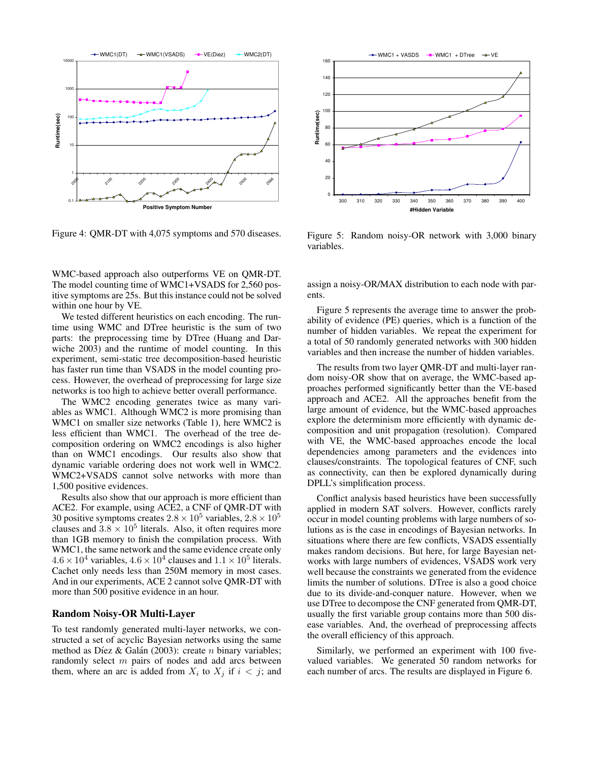Figure 4: QMR-DT with 4,075 symptoms and 570 diseases.

Figure 5: Random noisy-OR network with 3,000 binary variables.

WMC-based approach also outperforms VE on QMR-DT. The model counting time of WMC1+VSADS for 2,560 positive symptoms are 25s. But this instance could not be solved within one hour by VE.

We tested different heuristics on each encoding. The runtime using WMC and DTree heuristic is the sum of two parts: the preprocessing time by DTree (Huang and Darwiche 2003) and the runtime of model counting. In this experiment, semi-static tree decomposition-based heuristic has faster run time than VSADS in the model counting process. However, the overhead of preprocessing for large size networks is too high to achieve better overall performance.

The WMC2 encoding generates twice as many variables as WMC1. Although WMC2 is more promising than WMC1 on smaller size networks (Table 1), here WMC2 is less efficient than WMC1. The overhead of the tree decomposition ordering on WMC2 encodings is also higher than on WMC1 encodings. Our results also show that dynamic variable ordering does not work well in WMC2. WMC2+VSADS cannot solve networks with more than 1,500 positive evidences.

Results also show that our approach is more efficient than ACE2. For example, using ACE2, a CNF of QMR-DT with 30 positive symptoms creates $2.8 \times 10^5$ variables, $2.8 \times 10^5$ clauses and $3.8 \times 10^5$ literals. Also, it often requires more than 1GB memory to finish the compilation process. With WMC1, the same network and the same evidence create only $4.6 \times 10^4$ variables, $4.6 \times 10^4$ clauses and $1.1 \times 10^5$ literals. Cachet only needs less than 250M memory in most cases. And in our experiments, ACE 2 cannot solve QMR-DT with more than 500 positive evidence in an hour.

## Random Noisy-OR Multi-Layer

To test randomly generated multi-layer networks, we constructed a set of acyclic Bayesian networks using the same method as Díez & Galán (2003): create $n$ binary variables; randomly select $m$ pairs of nodes and add arcs between them, where an arc is added from $X_i$ to $X_j$ if $i < j$; and assign a noisy-OR/MAX distribution to each node with parents.

Figure 5 represents the average time to answer the probability of evidence (PE) queries, which is a function of the number of hidden variables. We repeat the experiment for a total of 50 randomly generated networks with 300 hidden variables and then increase the number of hidden variables.

The results from two layer QMR-DT and multi-layer random noisy-OR show that on average, the WMC-based approaches performed significantly better than the VE-based approach and ACE2. All the approaches benefit from the large amount of evidence, but the WMC-based approaches explore the determinism more efficiently with dynamic decomposition and unit propagation (resolution). Compared with VE, the WMC-based approaches encode the local dependencies among parameters and the evidences into clauses/constraints. The topological features of CNF, such as connectivity, can then be explored dynamically during DPLL's simplification process.

Conflict analysis based heuristics have been successfully applied in modern SAT solvers. However, conflicts rarely occur in model counting problems with large numbers of solutions as is the case in encodings of Bayesian networks. In situations where there are few conflicts, VSADS essentially makes random decisions. But here, for large Bayesian networks with large numbers of evidences, VSADS work very well because the constraints we generated from the evidence limits the number of solutions. DTree is also a good choice due to its divide-and-conquer nature. However, when we use DTree to decompose the CNF generated from QMR-DT, usually the first variable group contains more than 500 disease variables. And, the overhead of preprocessing affects the overall efficiency of this approach.

Similarly, we performed an experiment with 100 five-valued variables. We generated 50 random networks for each number of arcs. The results are displayed in Figure 6.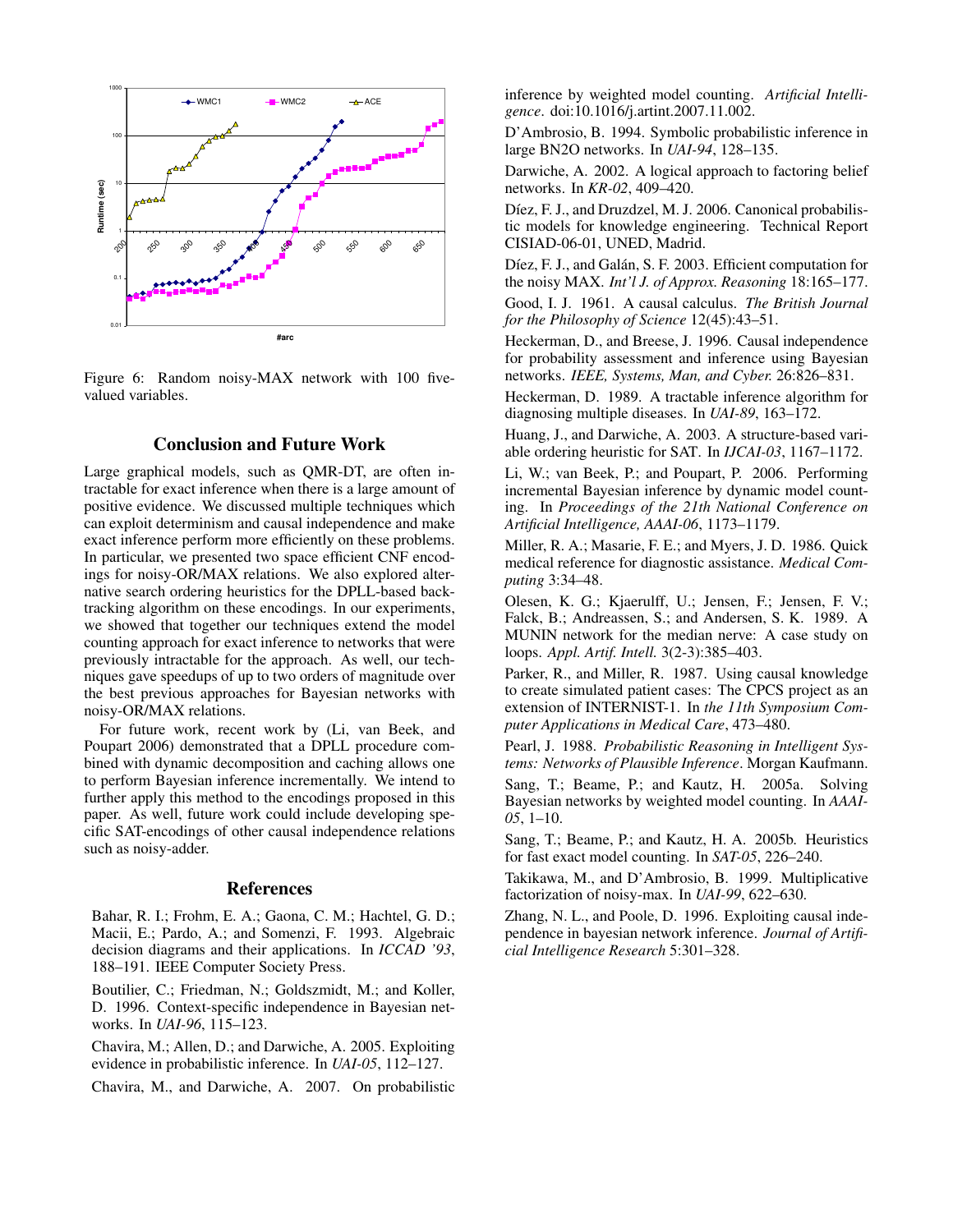1000

WMC1 WMC2 ACE

100

10

Runtime (sec)

1

0.1

0.01

200 250 300 350 400 450 500 550 600 650

#arc

Figure 6: Random noisy-MAX network with 100 five-valued variables.

## Conclusion and Future Work

Large graphical models, such as QMR-DT, are often intractable for exact inference when there is a large amount of positive evidence. We discussed multiple techniques which can exploit determinism and causal independence and make exact inference perform more efficiently on these problems. In particular, we presented two space efficient CNF encodings for noisy-OR/MAX relations. We also explored alternative search ordering heuristics for the DPLL-based backtracking algorithm on these encodings. In our experiments, we showed that together our techniques extend the model counting approach for exact inference to networks that were previously intractable for the approach. As well, our techniques gave speedups of up to two orders of magnitude over the best previous approaches for Bayesian networks with noisy-OR/MAX relations.

For future work, recent work by (Li, van Beek, and Poupart 2006) demonstrated that a DPLL procedure combined with dynamic decomposition and caching allows one to perform Bayesian inference incrementally. We intend to further apply this method to the encodings proposed in this paper. As well, future work could include developing specific SAT-encodings of other causal independence relations such as noisy-adder.

## References

Bahar, R. I.; Frohm, E. A.; Gaona, C. M.; Hachtel, G. D.; Macii, E.; Pardo, A.; and Somenzi, F. 1993. Algebraic decision diagrams and their applications. In *ICCAD '93*, 188–191. IEEE Computer Society Press.

Boutilier, C.; Friedman, N.; Goldszmidt, M.; and Koller, D. 1996. Context-specific independence in Bayesian networks. In *UAI-96*, 115–123.

Chavira, M.; Allen, D.; and Darwiche, A. 2005. Exploiting evidence in probabilistic inference. In *UAI-05*, 112–127.

Chavira, M., and Darwiche, A. 2007. On probabilistic inference by weighted model counting. *Artificial Intelligence*. doi:10.1016/j.artint.2007.11.002.

D'Ambrosio, B. 1994. Symbolic probabilistic inference in large BN2O networks. In *UAI-94*, 128–135.

Darwiche, A. 2002. A logical approach to factoring belief networks. In *KR-02*, 409–420.

Díez, F. J., and Druzdzel, M. J. 2006. Canonical probabilistic models for knowledge engineering. Technical Report CISIAD-06-01, UNED, Madrid.

Díez, F. J., and Galán, S. F. 2003. Efficient computation for the noisy MAX. *Int'l J. of Approx. Reasoning* 18:165–177.

Good, I. J. 1961. A causal calculus. *The British Journal for the Philosophy of Science* 12(45):43–51.

Heckerman, D., and Breese, J. 1996. Causal independence for probability assessment and inference using Bayesian networks. *IEEE, Systems, Man, and Cyber.* 26:826–831.

Heckerman, D. 1989. A tractable inference algorithm for diagnosing multiple diseases. In *UAI-89*, 163–172.

Huang, J., and Darwiche, A. 2003. A structure-based variable ordering heuristic for SAT. In *IJCAI-03*, 1167–1172.

Li, W.; van Beek, P.; and Poupart, P. 2006. Performing incremental Bayesian inference by dynamic model counting. In *Proceedings of the 21th National Conference on Artificial Intelligence, AAAI-06*, 1173–1179.

Miller, R. A.; Masarie, F. E.; and Myers, J. D. 1986. Quick medical reference for diagnostic assistance. *Medical Computing* 3:34–48.

Olesen, K. G.; Kjaerulff, U.; Jensen, F.; Jensen, F. V.; Falck, B.; Andreassen, S.; and Andersen, S. K. 1989. A MUNIN network for the median nerve: A case study on loops. *Appl. Artif. Intell.* 3(2-3):385–403.

Parker, R., and Miller, R. 1987. Using causal knowledge to create simulated patient cases: The CPCS project as an extension of INTERNIST-1. In *the 11th Symposium Computer Applications in Medical Care*, 473–480.

Pearl, J. 1988. *Probabilistic Reasoning in Intelligent Systems: Networks of Plausible Inference*. Morgan Kaufmann.

Sang, T.; Beame, P.; and Kautz, H. 2005a. Solving Bayesian networks by weighted model counting. In *AAAI-05*, 1–10.

Sang, T.; Beame, P.; and Kautz, H. A. 2005b. Heuristics for fast exact model counting. In *SAT-05*, 226–240.

Takikawa, M., and D'Ambrosio, B. 1999. Multiplicative factorization of noisy-max. In *UAI-99*, 622–630.

Zhang, N. L., and Poole, D. 1996. Exploiting causal independence in bayesian network inference. *Journal of Artificial Intelligence Research* 5:301–328.